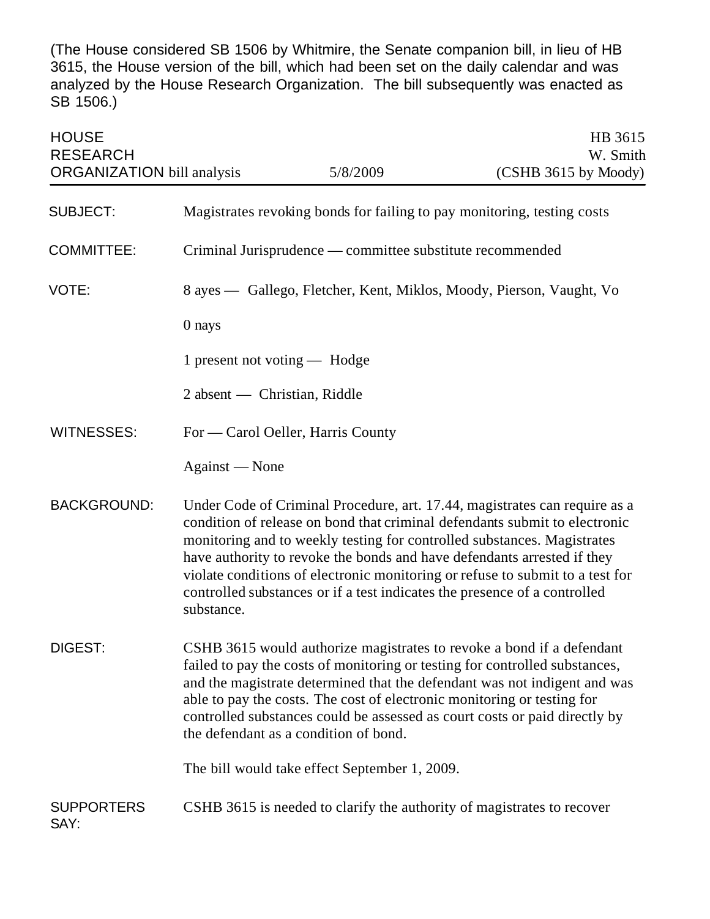(The House considered SB 1506 by Whitmire, the Senate companion bill, in lieu of HB 3615, the House version of the bill, which had been set on the daily calendar and was analyzed by the House Research Organization. The bill subsequently was enacted as SB 1506.)

| HOUSE RESEARCH ORGANIZATION bill analysis | 5/8/2009 | HB 3615 W. Smith (CSHB 3615 by Moody) |
|---|---|---|

**SUBJECT:** Magistrates revoking bonds for failing to pay monitoring, testing costs

**COMMITTEE:** Criminal Jurisprudence — committee substitute recommended

**VOTE:** 8 ayes — Gallego, Fletcher, Kent, Miklos, Moody, Pierson, Vaught, Vo

0 nays

1 present not voting — Hodge

2 absent — Christian, Riddle

**WITNESSES:** For — Carol Oeller, Harris County

Against — None

**BACKGROUND:** Under Code of Criminal Procedure, art. 17.44, magistrates can require as a condition of release on bond that criminal defendants submit to electronic monitoring and to weekly testing for controlled substances. Magistrates have authority to revoke the bonds and have defendants arrested if they violate conditions of electronic monitoring or refuse to submit to a test for controlled substances or if a test indicates the presence of a controlled substance.

**DIGEST:** CSHB 3615 would authorize magistrates to revoke a bond if a defendant failed to pay the costs of monitoring or testing for controlled substances, and the magistrate determined that the defendant was not indigent and was able to pay the costs. The cost of electronic monitoring or testing for controlled substances could be assessed as court costs or paid directly by the defendant as a condition of bond.

The bill would take effect September 1, 2009.

**SUPPORTERS SAY:** CSHB 3615 is needed to clarify the authority of magistrates to recover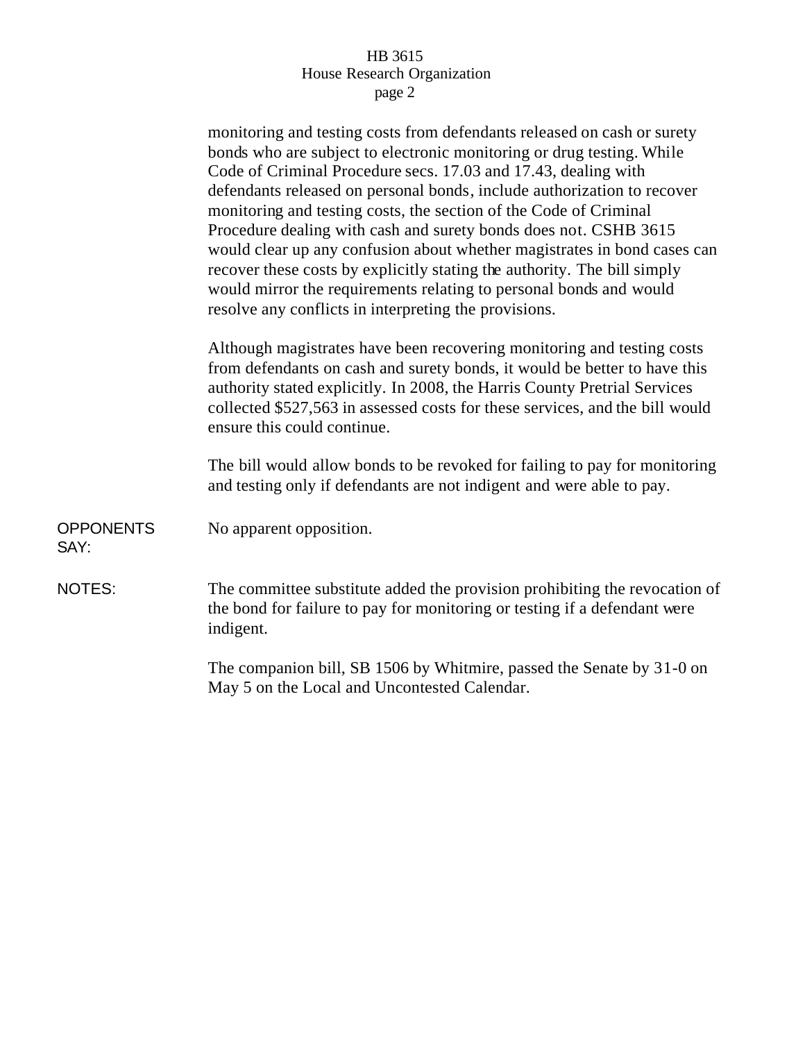monitoring and testing costs from defendants released on cash or surety bonds who are subject to electronic monitoring or drug testing. While Code of Criminal Procedure secs. 17.03 and 17.43, dealing with defendants released on personal bonds, include authorization to recover monitoring and testing costs, the section of the Code of Criminal Procedure dealing with cash and surety bonds does not. CSHB 3615 would clear up any confusion about whether magistrates in bond cases can recover these costs by explicitly stating the authority. The bill simply would mirror the requirements relating to personal bonds and would resolve any conflicts in interpreting the provisions.

Although magistrates have been recovering monitoring and testing costs from defendants on cash and surety bonds, it would be better to have this authority stated explicitly. In 2008, the Harris County Pretrial Services collected $527,563 in assessed costs for these services, and the bill would ensure this could continue.

The bill would allow bonds to be revoked for failing to pay for monitoring and testing only if defendants are not indigent and were able to pay.

**OPPONENTS SAY:** No apparent opposition.

**NOTES:** The committee substitute added the provision prohibiting the revocation of the bond for failure to pay for monitoring or testing if a defendant were indigent.

The companion bill, SB 1506 by Whitmire, passed the Senate by 31-0 on May 5 on the Local and Uncontested Calendar.